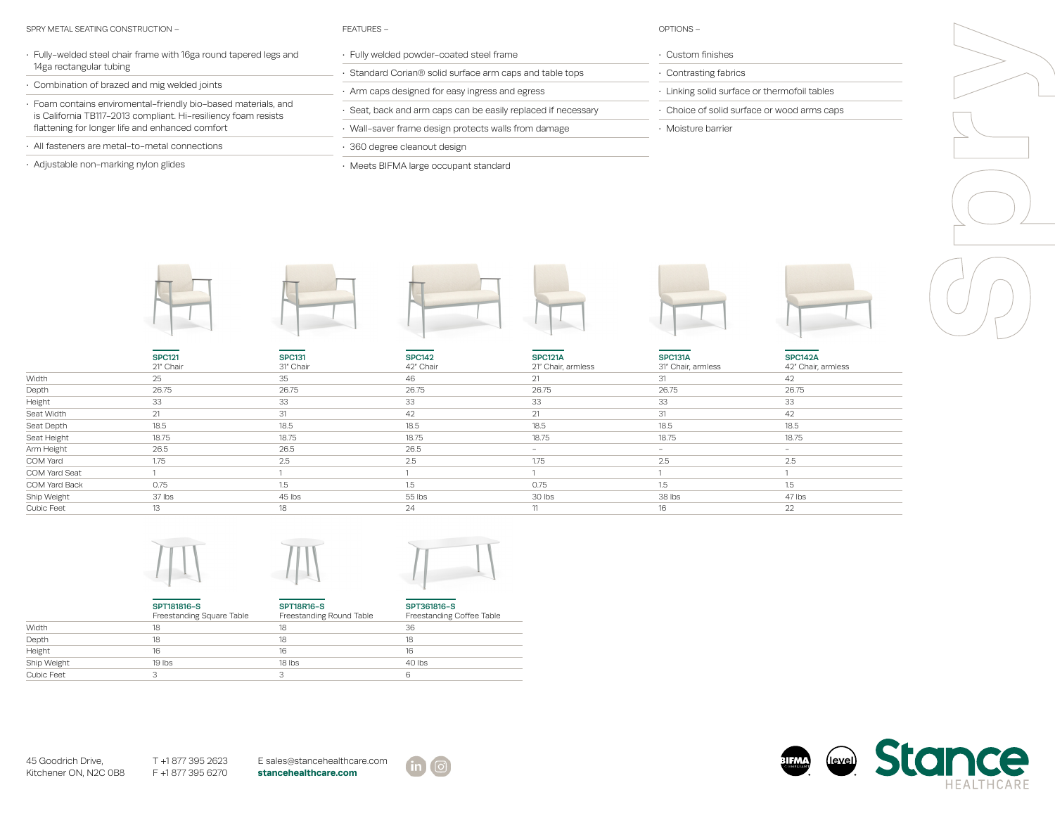# Spry

## SPRY METAL SEATING CONSTRUCTION –

- Fully-welded steel chair frame with 16ga round tapered legs and 14ga rectangular tubing
- Combination of brazed and mig welded joints
- Foam contains enviromental-friendly bio-based materials, and is California TB117-2013 compliant. Hi-resiliency foam resists flattening for longer life and enhanced comfort
- All fasteners are metal-to-metal connections
- Adjustable non-marking nylon glides

## FEATURES –

- Fully welded powder-coated steel frame
- Standard Corian® solid surface arm caps and table tops
- Arm caps designed for easy ingress and egress
- Seat, back and arm caps can be easily replaced if necessary
- Wall-saver frame design protects walls from damage
- 360 degree cleanout design
- Meets BIFMA large occupant standard

## OPTIONS –

- Custom finishes
- Contrasting fabrics
- Linking solid surface or thermofoil tables
- Choice of solid surface or wood arms caps
- Moisture barrier

| | **SPC121** 21" Chair | **SPC131** 31" Chair | **SPC142** 42" Chair | **SPC121A** 21" Chair, armless | **SPC131A** 31" Chair, armless | **SPC142A** 42" Chair, armless |
|---|---|---|---|---|---|---|
| Width | 25 | 35 | 46 | 21 | 31 | 42 |
| Depth | 26.75 | 26.75 | 26.75 | 26.75 | 26.75 | 26.75 |
| Height | 33 | 33 | 33 | 33 | 33 | 33 |
| Seat Width | 21 | 31 | 42 | 21 | 31 | 42 |
| Seat Depth | 18.5 | 18.5 | 18.5 | 18.5 | 18.5 | 18.5 |
| Seat Height | 18.75 | 18.75 | 18.75 | 18.75 | 18.75 | 18.75 |
| Arm Height | 26.5 | 26.5 | 26.5 | – | – | – |
| COM Yard | 1.75 | 2.5 | 2.5 | 1.75 | 2.5 | 2.5 |
| COM Yard Seat | 1 | 1 | 1 | 1 | 1 | 1 |
| COM Yard Back | 0.75 | 1.5 | 1.5 | 0.75 | 1.5 | 1.5 |
| Ship Weight | 37 lbs | 45 lbs | 55 lbs | 30 lbs | 38 lbs | 47 lbs |
| Cubic Feet | 13 | 18 | 24 | 11 | 16 | 22 |

| | **SPT181816-S** Freestanding Square Table | **SPT18R16-S** Freestanding Round Table | **SPT361816-S** Freestanding Coffee Table |
|---|---|---|---|
| Width | 18 | 18 | 36 |
| Depth | 18 | 18 | 18 |
| Height | 16 | 16 | 16 |
| Ship Weight | 19 lbs | 18 lbs | 40 lbs |
| Cubic Feet | 3 | 3 | 6 |

45 Goodrich Drive,
Kitchener ON, N2C 0B8

T +1 877 395 2623
F +1 877 395 6270

E sales@stancehealthcare.com
**stancehealthcare.com**

BIFMA COMPLIANT · level

**Stance** HEALTHCARE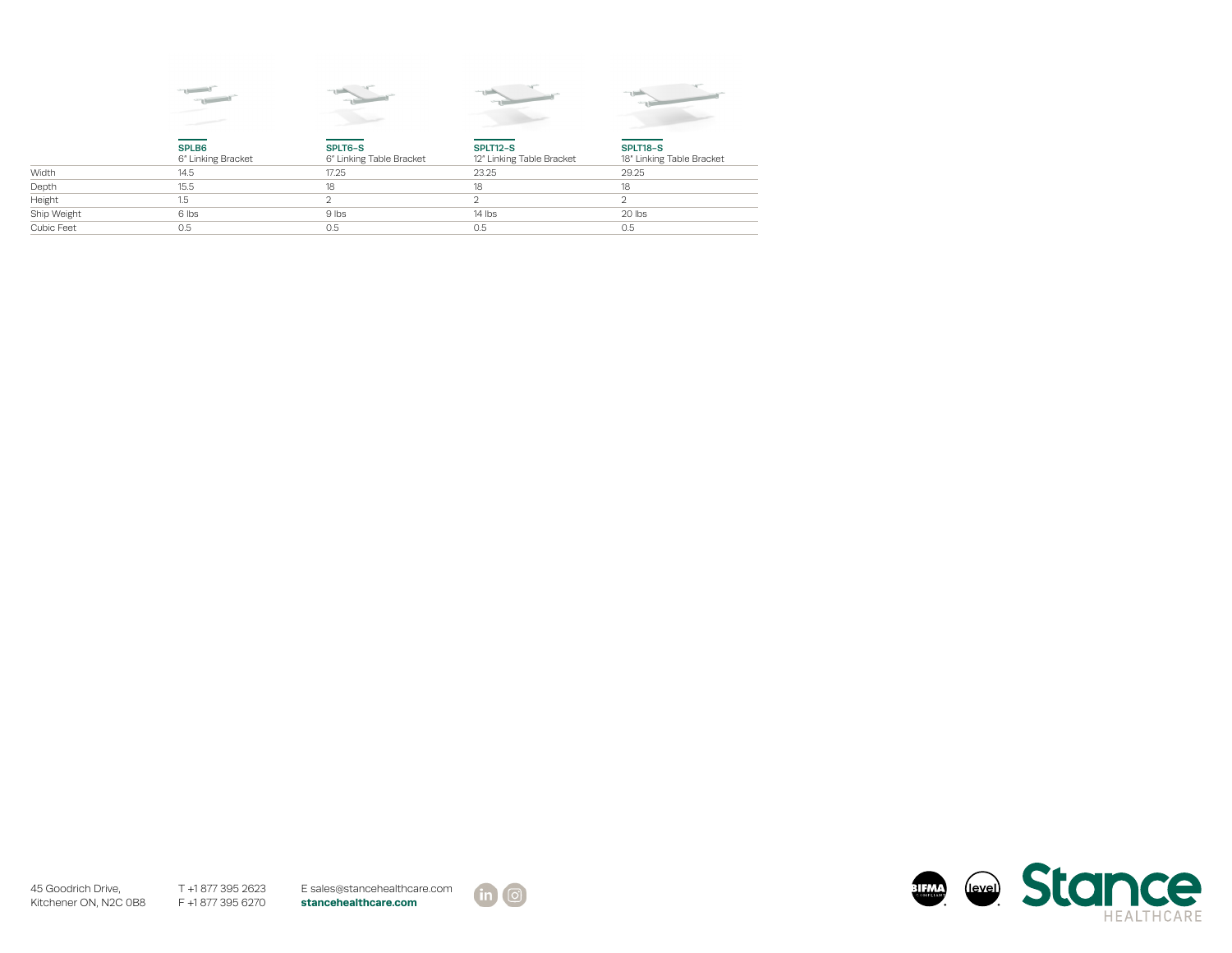| | SPLB6<br>6" Linking Bracket | SPLT6-S<br>6" Linking Table Bracket | SPLT12-S<br>12" Linking Table Bracket | SPLT18-S<br>18" Linking Table Bracket |
|---|---|---|---|---|
| Width | 14.5 | 17.25 | 23.25 | 29.25 |
| Depth | 15.5 | 18 | 18 | 18 |
| Height | 1.5 | 2 | 2 | 2 |
| Ship Weight | 6 lbs | 9 lbs | 14 lbs | 20 lbs |
| Cubic Feet | 0.5 | 0.5 | 0.5 | 0.5 |

45 Goodrich Drive,
Kitchener ON, N2C 0B8

T +1 877 395 2623
F +1 877 395 6270

E sales@stancehealthcare.com
**stancehealthcare.com**

Stance HEALTHCARE